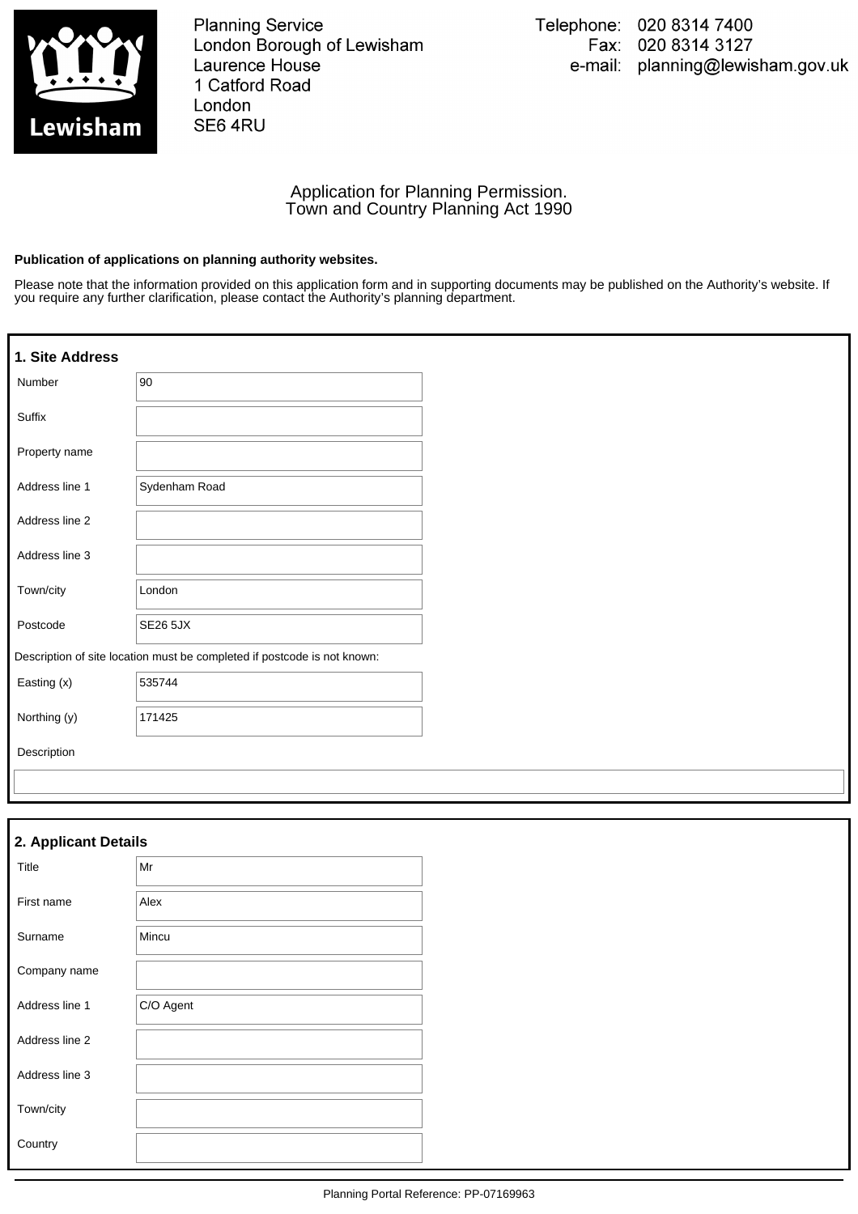Planning Service
London Borough of Lewisham
Laurence House
1 Catford Road
London
SE6 4RU

Telephone: 020 8314 7400
Fax: 020 8314 3127
e-mail: planning@lewisham.gov.uk

# Application for Planning Permission.
Town and Country Planning Act 1990

**Publication of applications on planning authority websites.**

Please note that the information provided on this application form and in supporting documents may be published on the Authority's website. If you require any further clarification, please contact the Authority's planning department.

## 1. Site Address

| | |
|---|---|
| Number | 90 |
| Suffix | |
| Property name | |
| Address line 1 | Sydenham Road |
| Address line 2 | |
| Address line 3 | |
| Town/city | London |
| Postcode | SE26 5JX |

Description of site location must be completed if postcode is not known:

| | |
|---|---|
| Easting (x) | 535744 |
| Northing (y) | 171425 |
| Description | |

## 2. Applicant Details

| | |
|---|---|
| Title | Mr |
| First name | Alex |
| Surname | Mincu |
| Company name | |
| Address line 1 | C/O Agent |
| Address line 2 | |
| Address line 3 | |
| Town/city | |
| Country | |

Planning Portal Reference: PP-07169963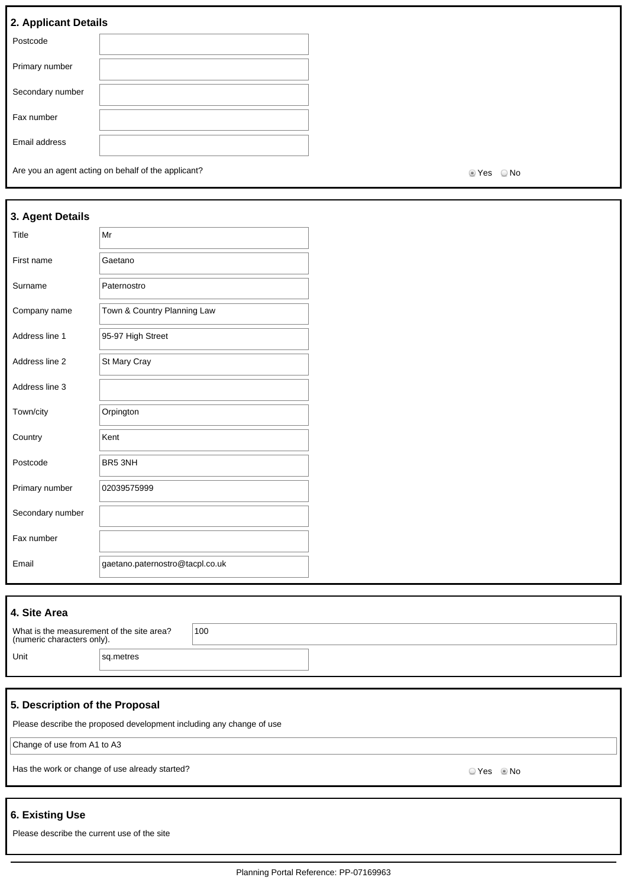## 2. Applicant Details

| | |
|---|---|
| Postcode | |
| Primary number | |
| Secondary number | |
| Fax number | |
| Email address | |

Are you an agent acting on behalf of the applicant? ◉ Yes ○ No

## 3. Agent Details

| | |
|---|---|
| Title | Mr |
| First name | Gaetano |
| Surname | Paternostro |
| Company name | Town & Country Planning Law |
| Address line 1 | 95-97 High Street |
| Address line 2 | St Mary Cray |
| Address line 3 | |
| Town/city | Orpington |
| Country | Kent |
| Postcode | BR5 3NH |
| Primary number | 02039575999 |
| Secondary number | |
| Fax number | |
| Email | gaetano.paternostro@tacpl.co.uk |

## 4. Site Area

| | |
|---|---|
| What is the measurement of the site area? (numeric characters only). | 100 |
| Unit | sq.metres |

## 5. Description of the Proposal

Please describe the proposed development including any change of use

Change of use from A1 to A3

Has the work or change of use already started? ○ Yes ◉ No

## 6. Existing Use

Please describe the current use of the site

Planning Portal Reference: PP-07169963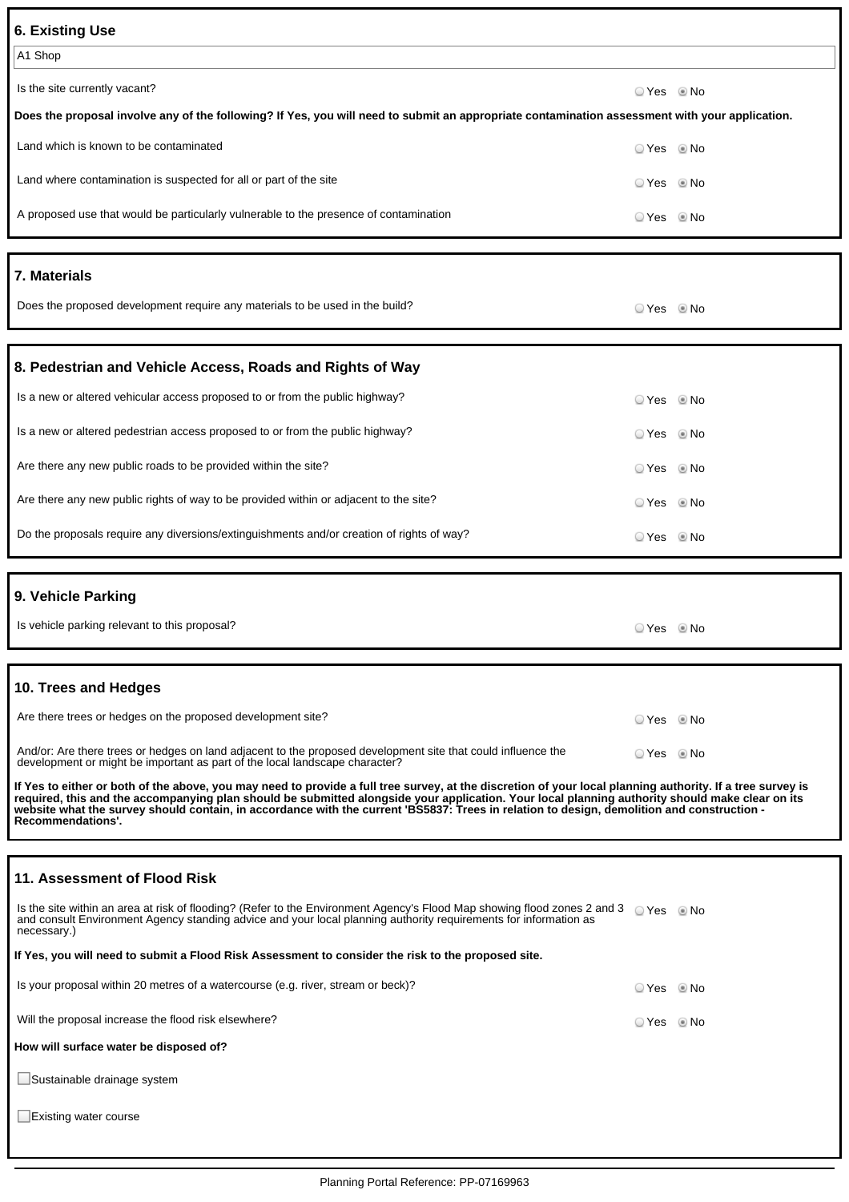## 6. Existing Use

A1 Shop

Is the site currently vacant? ○ Yes ◉ No

**Does the proposal involve any of the following? If Yes, you will need to submit an appropriate contamination assessment with your application.**

Land which is known to be contaminated ○ Yes ◉ No

Land where contamination is suspected for all or part of the site ○ Yes ◉ No

A proposed use that would be particularly vulnerable to the presence of contamination ○ Yes ◉ No

## 7. Materials

Does the proposed development require any materials to be used in the build? ○ Yes ◉ No

## 8. Pedestrian and Vehicle Access, Roads and Rights of Way

Is a new or altered vehicular access proposed to or from the public highway? ○ Yes ◉ No

Is a new or altered pedestrian access proposed to or from the public highway? ○ Yes ◉ No

Are there any new public roads to be provided within the site? ○ Yes ◉ No

Are there any new public rights of way to be provided within or adjacent to the site? ○ Yes ◉ No

Do the proposals require any diversions/extinguishments and/or creation of rights of way? ○ Yes ◉ No

## 9. Vehicle Parking

Is vehicle parking relevant to this proposal? ○ Yes ◉ No

## 10. Trees and Hedges

Are there trees or hedges on the proposed development site? ○ Yes ◉ No

And/or: Are there trees or hedges on land adjacent to the proposed development site that could influence the development or might be important as part of the local landscape character? ○ Yes ◉ No

**If Yes to either or both of the above, you may need to provide a full tree survey, at the discretion of your local planning authority. If a tree survey is required, this and the accompanying plan should be submitted alongside your application. Your local planning authority should make clear on its website what the survey should contain, in accordance with the current 'BS5837: Trees in relation to design, demolition and construction - Recommendations'.**

## 11. Assessment of Flood Risk

Is the site within an area at risk of flooding? (Refer to the Environment Agency's Flood Map showing flood zones 2 and 3 and consult Environment Agency standing advice and your local planning authority requirements for information as necessary.) ○ Yes ◉ No

**If Yes, you will need to submit a Flood Risk Assessment to consider the risk to the proposed site.**

Is your proposal within 20 metres of a watercourse (e.g. river, stream or beck)? ○ Yes ◉ No

Will the proposal increase the flood risk elsewhere? ○ Yes ◉ No

**How will surface water be disposed of?**

☐ Sustainable drainage system

☐ Existing water course

Planning Portal Reference: PP-07169963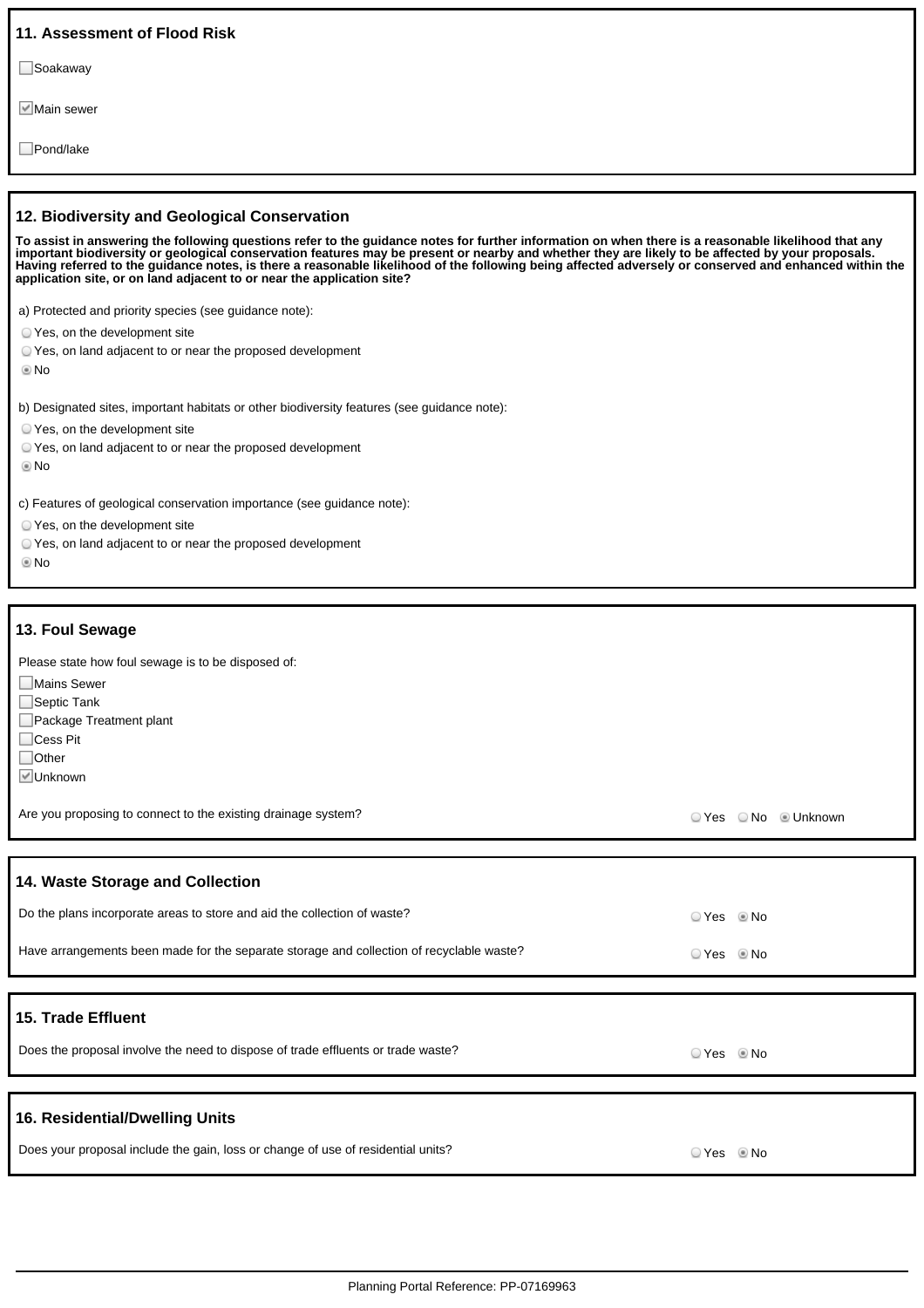## 11. Assessment of Flood Risk

- [ ] Soakaway
- [x] Main sewer
- [ ] Pond/lake

## 12. Biodiversity and Geological Conservation

**To assist in answering the following questions refer to the guidance notes for further information on when there is a reasonable likelihood that any important biodiversity or geological conservation features may be present or nearby and whether they are likely to be affected by your proposals. Having referred to the guidance notes, is there a reasonable likelihood of the following being affected adversely or conserved and enhanced within the application site, or on land adjacent to or near the application site?**

a) Protected and priority species (see guidance note):

- ( ) Yes, on the development site
- ( ) Yes, on land adjacent to or near the proposed development
- (•) No

b) Designated sites, important habitats or other biodiversity features (see guidance note):

- ( ) Yes, on the development site
- ( ) Yes, on land adjacent to or near the proposed development
- (•) No

c) Features of geological conservation importance (see guidance note):

- ( ) Yes, on the development site
- ( ) Yes, on land adjacent to or near the proposed development
- (•) No

## 13. Foul Sewage

Please state how foul sewage is to be disposed of:

- [ ] Mains Sewer
- [ ] Septic Tank
- [ ] Package Treatment plant
- [ ] Cess Pit
- [ ] Other
- [x] Unknown

Are you proposing to connect to the existing drainage system? ( ) Yes ( ) No (•) Unknown

## 14. Waste Storage and Collection

Do the plans incorporate areas to store and aid the collection of waste? ( ) Yes (•) No

Have arrangements been made for the separate storage and collection of recyclable waste? ( ) Yes (•) No

## 15. Trade Effluent

Does the proposal involve the need to dispose of trade effluents or trade waste? ( ) Yes (•) No

## 16. Residential/Dwelling Units

Does your proposal include the gain, loss or change of use of residential units? ( ) Yes (•) No

Planning Portal Reference: PP-07169963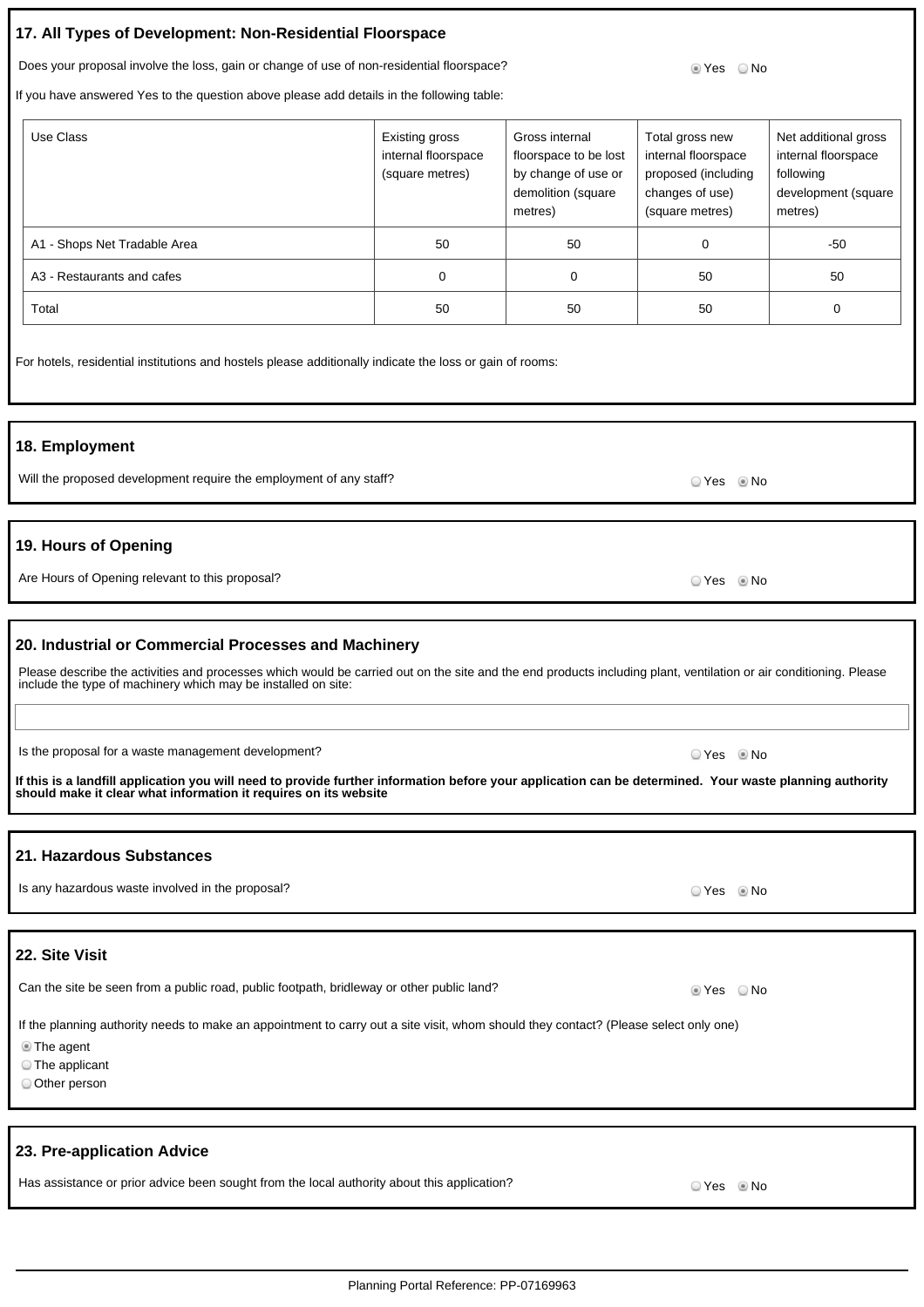## 17. All Types of Development: Non-Residential Floorspace

Does your proposal involve the loss, gain or change of use of non-residential floorspace? ◉ Yes ○ No

If you have answered Yes to the question above please add details in the following table:

| Use Class | Existing gross internal floorspace (square metres) | Gross internal floorspace to be lost by change of use or demolition (square metres) | Total gross new internal floorspace proposed (including changes of use) (square metres) | Net additional gross internal floorspace following development (square metres) |
|---|---|---|---|---|
| A1 - Shops Net Tradable Area | 50 | 50 | 0 | -50 |
| A3 - Restaurants and cafes | 0 | 0 | 50 | 50 |
| Total | 50 | 50 | 50 | 0 |

For hotels, residential institutions and hostels please additionally indicate the loss or gain of rooms:

## 18. Employment

Will the proposed development require the employment of any staff? ○ Yes ◉ No

## 19. Hours of Opening

Are Hours of Opening relevant to this proposal? ○ Yes ◉ No

## 20. Industrial or Commercial Processes and Machinery

Please describe the activities and processes which would be carried out on the site and the end products including plant, ventilation or air conditioning. Please include the type of machinery which may be installed on site:

Is the proposal for a waste management development? ○ Yes ◉ No

**If this is a landfill application you will need to provide further information before your application can be determined. Your waste planning authority should make it clear what information it requires on its website**

## 21. Hazardous Substances

Is any hazardous waste involved in the proposal? ○ Yes ◉ No

## 22. Site Visit

Can the site be seen from a public road, public footpath, bridleway or other public land? ◉ Yes ○ No

If the planning authority needs to make an appointment to carry out a site visit, whom should they contact? (Please select only one)

- ◉ The agent
- ○ The applicant
- ○ Other person

## 23. Pre-application Advice

Has assistance or prior advice been sought from the local authority about this application? ○ Yes ◉ No

Planning Portal Reference: PP-07169963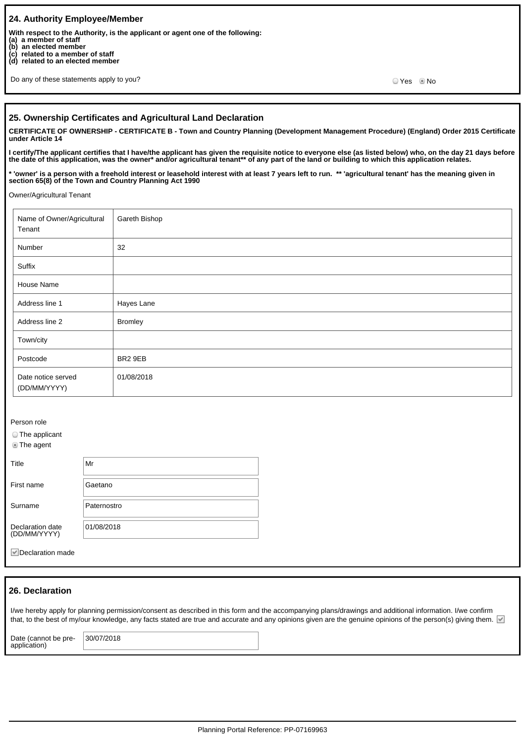## 24. Authority Employee/Member

**With respect to the Authority, is the applicant or agent one of the following:**
**(a) a member of staff**
**(b) an elected member**
**(c) related to a member of staff**
**(d) related to an elected member**

Do any of these statements apply to you? ○ Yes ◉ No

## 25. Ownership Certificates and Agricultural Land Declaration

**CERTIFICATE OF OWNERSHIP - CERTIFICATE B - Town and Country Planning (Development Management Procedure) (England) Order 2015 Certificate under Article 14**

**I certify/The applicant certifies that I have/the applicant has given the requisite notice to everyone else (as listed below) who, on the day 21 days before the date of this application, was the owner* and/or agricultural tenant** of any part of the land or building to which this application relates.**

*** 'owner' is a person with a freehold interest or leasehold interest with at least 7 years left to run. ** 'agricultural tenant' has the meaning given in section 65(8) of the Town and Country Planning Act 1990**

Owner/Agricultural Tenant

| | |
|---|---|
| Name of Owner/Agricultural Tenant | Gareth Bishop |
| Number | 32 |
| Suffix | |
| House Name | |
| Address line 1 | Hayes Lane |
| Address line 2 | Bromley |
| Town/city | |
| Postcode | BR2 9EB |
| Date notice served (DD/MM/YYYY) | 01/08/2018 |

Person role

○ The applicant
◉ The agent

| | |
|---|---|
| Title | Mr |
| First name | Gaetano |
| Surname | Paternostro |
| Declaration date (DD/MM/YYYY) | 01/08/2018 |

☑ Declaration made

## 26. Declaration

I/we hereby apply for planning permission/consent as described in this form and the accompanying plans/drawings and additional information. I/we confirm that, to the best of my/our knowledge, any facts stated are true and accurate and any opinions given are the genuine opinions of the person(s) giving them. ☑

| | |
|---|---|
| Date (cannot be pre-application) | 30/07/2018 |

Planning Portal Reference: PP-07169963